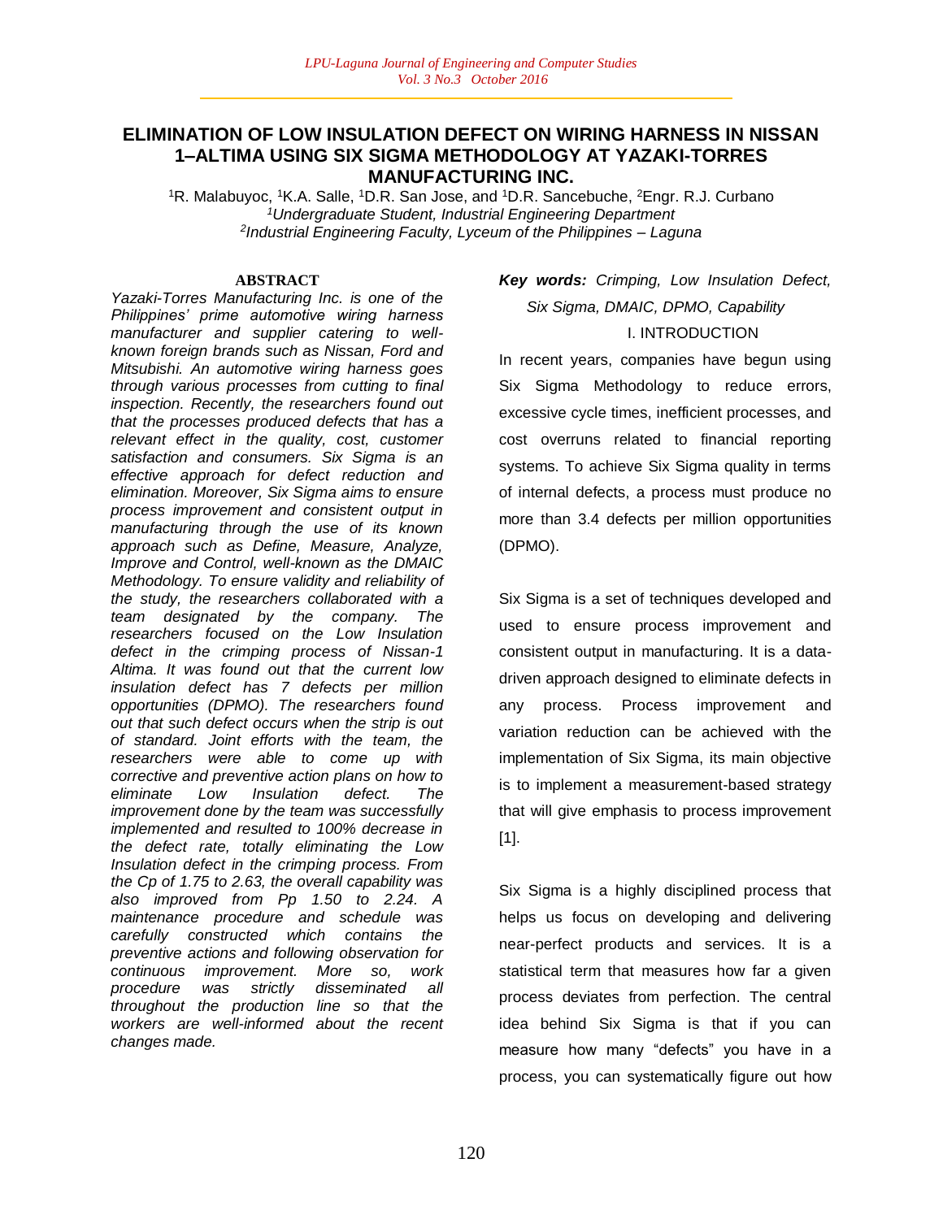# ELIMINATION OF LOW INSULATION DEFECT ON WIRING HARNESS IN NISSAN 1–ALTIMA USING SIX SIGMA METHODOLOGY AT YAZAKI-TORRES MANUFACTURING INC.

[1]R. Malabuyoc, [1]K.A. Salle, [1]D.R. San Jose, and [1]D.R. Sancebuche, [2]Engr. R.J. Curbano
[1]*Undergraduate Student, Industrial Engineering Department*
[2]*Industrial Engineering Faculty, Lyceum of the Philippines – Laguna*

## ABSTRACT

*Yazaki-Torres Manufacturing Inc. is one of the Philippines' prime automotive wiring harness manufacturer and supplier catering to well-known foreign brands such as Nissan, Ford and Mitsubishi. An automotive wiring harness goes through various processes from cutting to final inspection. Recently, the researchers found out that the processes produced defects that has a relevant effect in the quality, cost, customer satisfaction and consumers. Six Sigma is an effective approach for defect reduction and elimination. Moreover, Six Sigma aims to ensure process improvement and consistent output in manufacturing through the use of its known approach such as Define, Measure, Analyze, Improve and Control, well-known as the DMAIC Methodology. To ensure validity and reliability of the study, the researchers collaborated with a team designated by the company. The researchers focused on the Low Insulation defect in the crimping process of Nissan-1 Altima. It was found out that the current low insulation defect has 7 defects per million opportunities (DPMO). The researchers found out that such defect occurs when the strip is out of standard. Joint efforts with the team, the researchers were able to come up with corrective and preventive action plans on how to eliminate Low Insulation defect. The improvement done by the team was successfully implemented and resulted to 100% decrease in the defect rate, totally eliminating the Low Insulation defect in the crimping process. From the Cp of 1.75 to 2.63, the overall capability was also improved from Pp 1.50 to 2.24. A maintenance procedure and schedule was carefully constructed which contains the preventive actions and following observation for continuous improvement. More so, work procedure was strictly disseminated all throughout the production line so that the workers are well-informed about the recent changes made.*

***Key words:*** *Crimping, Low Insulation Defect, Six Sigma, DMAIC, DPMO, Capability*

## I. INTRODUCTION

In recent years, companies have begun using Six Sigma Methodology to reduce errors, excessive cycle times, inefficient processes, and cost overruns related to financial reporting systems. To achieve Six Sigma quality in terms of internal defects, a process must produce no more than 3.4 defects per million opportunities (DPMO).

Six Sigma is a set of techniques developed and used to ensure process improvement and consistent output in manufacturing. It is a data-driven approach designed to eliminate defects in any process. Process improvement and variation reduction can be achieved with the implementation of Six Sigma, its main objective is to implement a measurement-based strategy that will give emphasis to process improvement [1].

Six Sigma is a highly disciplined process that helps us focus on developing and delivering near-perfect products and services. It is a statistical term that measures how far a given process deviates from perfection. The central idea behind Six Sigma is that if you can measure how many "defects" you have in a process, you can systematically figure out how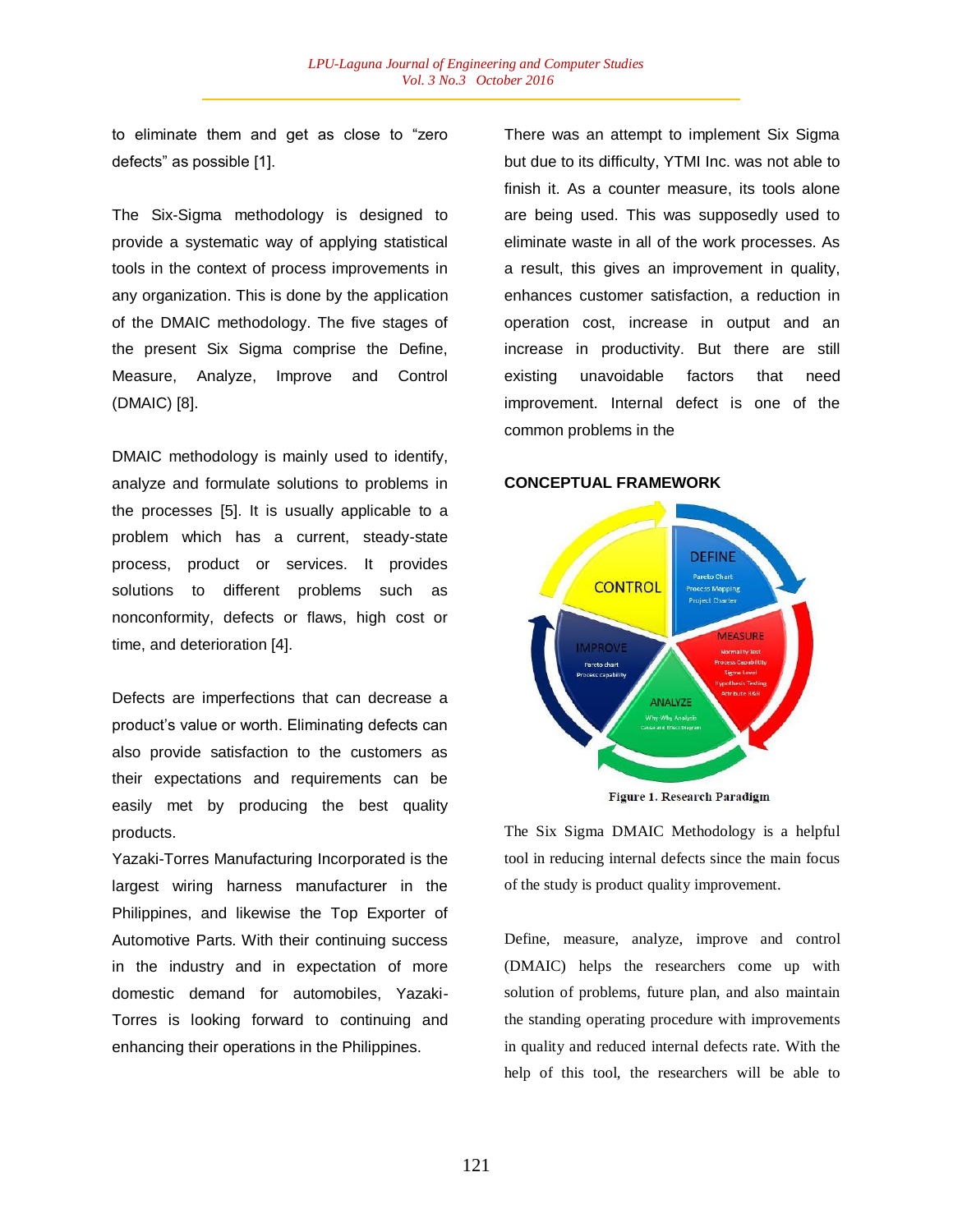to eliminate them and get as close to "zero defects" as possible [1].

The Six-Sigma methodology is designed to provide a systematic way of applying statistical tools in the context of process improvements in any organization. This is done by the application of the DMAIC methodology. The five stages of the present Six Sigma comprise the Define, Measure, Analyze, Improve and Control (DMAIC) [8].

DMAIC methodology is mainly used to identify, analyze and formulate solutions to problems in the processes [5]. It is usually applicable to a problem which has a current, steady-state process, product or services. It provides solutions to different problems such as nonconformity, defects or flaws, high cost or time, and deterioration [4].

Defects are imperfections that can decrease a product's value or worth. Eliminating defects can also provide satisfaction to the customers as their expectations and requirements can be easily met by producing the best quality products.

Yazaki-Torres Manufacturing Incorporated is the largest wiring harness manufacturer in the Philippines, and likewise the Top Exporter of Automotive Parts. With their continuing success in the industry and in expectation of more domestic demand for automobiles, Yazaki-Torres is looking forward to continuing and enhancing their operations in the Philippines.

There was an attempt to implement Six Sigma but due to its difficulty, YTMI Inc. was not able to finish it. As a counter measure, its tools alone are being used. This was supposedly used to eliminate waste in all of the work processes. As a result, this gives an improvement in quality, enhances customer satisfaction, a reduction in operation cost, increase in output and an increase in productivity. But there are still existing unavoidable factors that need improvement. Internal defect is one of the common problems in the

**CONCEPTUAL FRAMEWORK**

Figure 1. Research Paradigm

The Six Sigma DMAIC Methodology is a helpful tool in reducing internal defects since the main focus of the study is product quality improvement.

Define, measure, analyze, improve and control (DMAIC) helps the researchers come up with solution of problems, future plan, and also maintain the standing operating procedure with improvements in quality and reduced internal defects rate. With the help of this tool, the researchers will be able to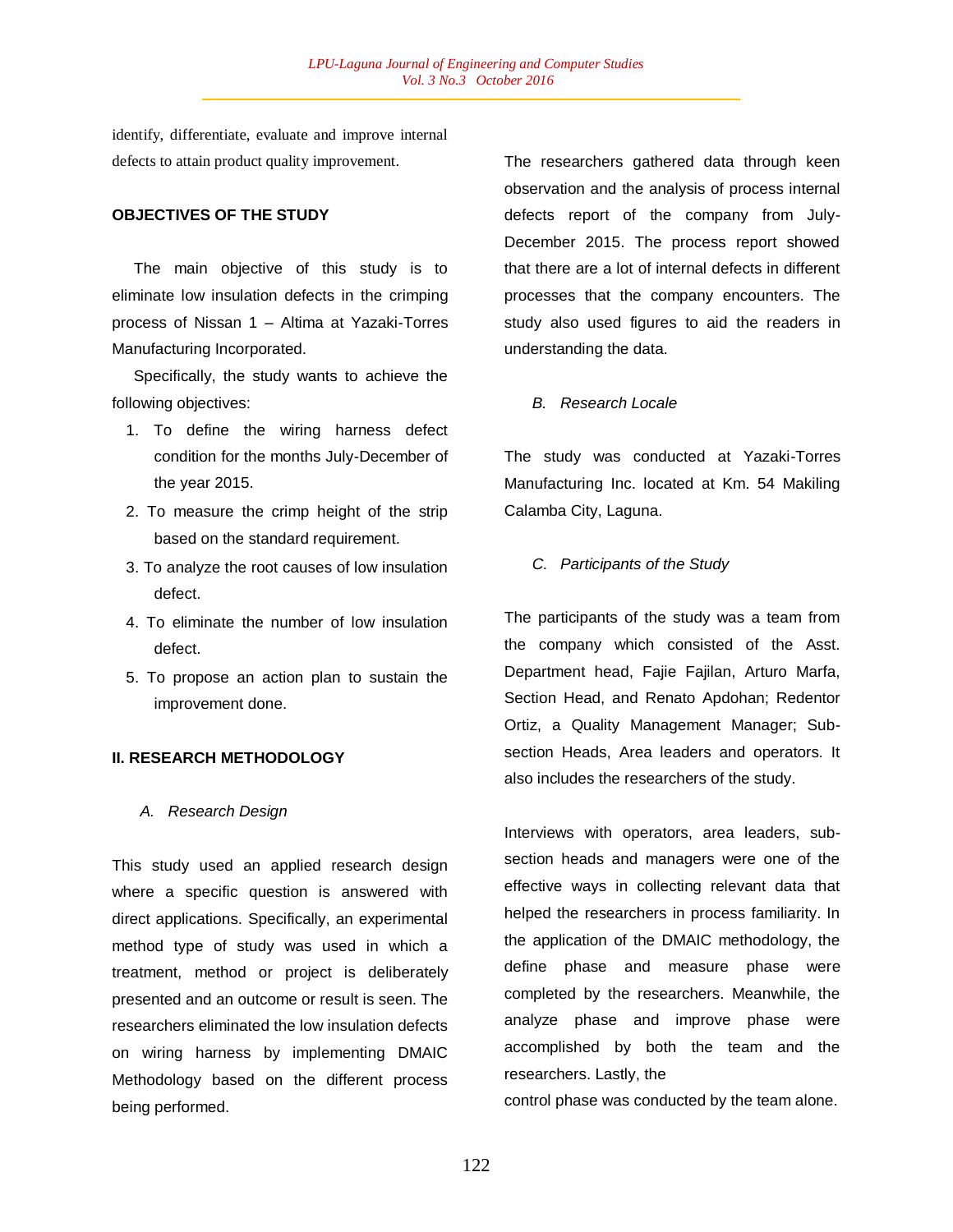identify, differentiate, evaluate and improve internal defects to attain product quality improvement.

## OBJECTIVES OF THE STUDY

The main objective of this study is to eliminate low insulation defects in the crimping process of Nissan 1 – Altima at Yazaki-Torres Manufacturing Incorporated.

Specifically, the study wants to achieve the following objectives:

1. To define the wiring harness defect condition for the months July-December of the year 2015.
2. To measure the crimp height of the strip based on the standard requirement.
3. To analyze the root causes of low insulation defect.
4. To eliminate the number of low insulation defect.
5. To propose an action plan to sustain the improvement done.

## II. RESEARCH METHODOLOGY

### *A. Research Design*

This study used an applied research design where a specific question is answered with direct applications. Specifically, an experimental method type of study was used in which a treatment, method or project is deliberately presented and an outcome or result is seen. The researchers eliminated the low insulation defects on wiring harness by implementing DMAIC Methodology based on the different process being performed.

The researchers gathered data through keen observation and the analysis of process internal defects report of the company from July-December 2015. The process report showed that there are a lot of internal defects in different processes that the company encounters. The study also used figures to aid the readers in understanding the data.

### *B. Research Locale*

The study was conducted at Yazaki-Torres Manufacturing Inc. located at Km. 54 Makiling Calamba City, Laguna.

### *C. Participants of the Study*

The participants of the study was a team from the company which consisted of the Asst. Department head, Fajie Fajilan, Arturo Marfa, Section Head, and Renato Apdohan; Redentor Ortiz, a Quality Management Manager; Sub-section Heads, Area leaders and operators. It also includes the researchers of the study.

Interviews with operators, area leaders, sub-section heads and managers were one of the effective ways in collecting relevant data that helped the researchers in process familiarity. In the application of the DMAIC methodology, the define phase and measure phase were completed by the researchers. Meanwhile, the analyze phase and improve phase were accomplished by both the team and the researchers. Lastly, the control phase was conducted by the team alone.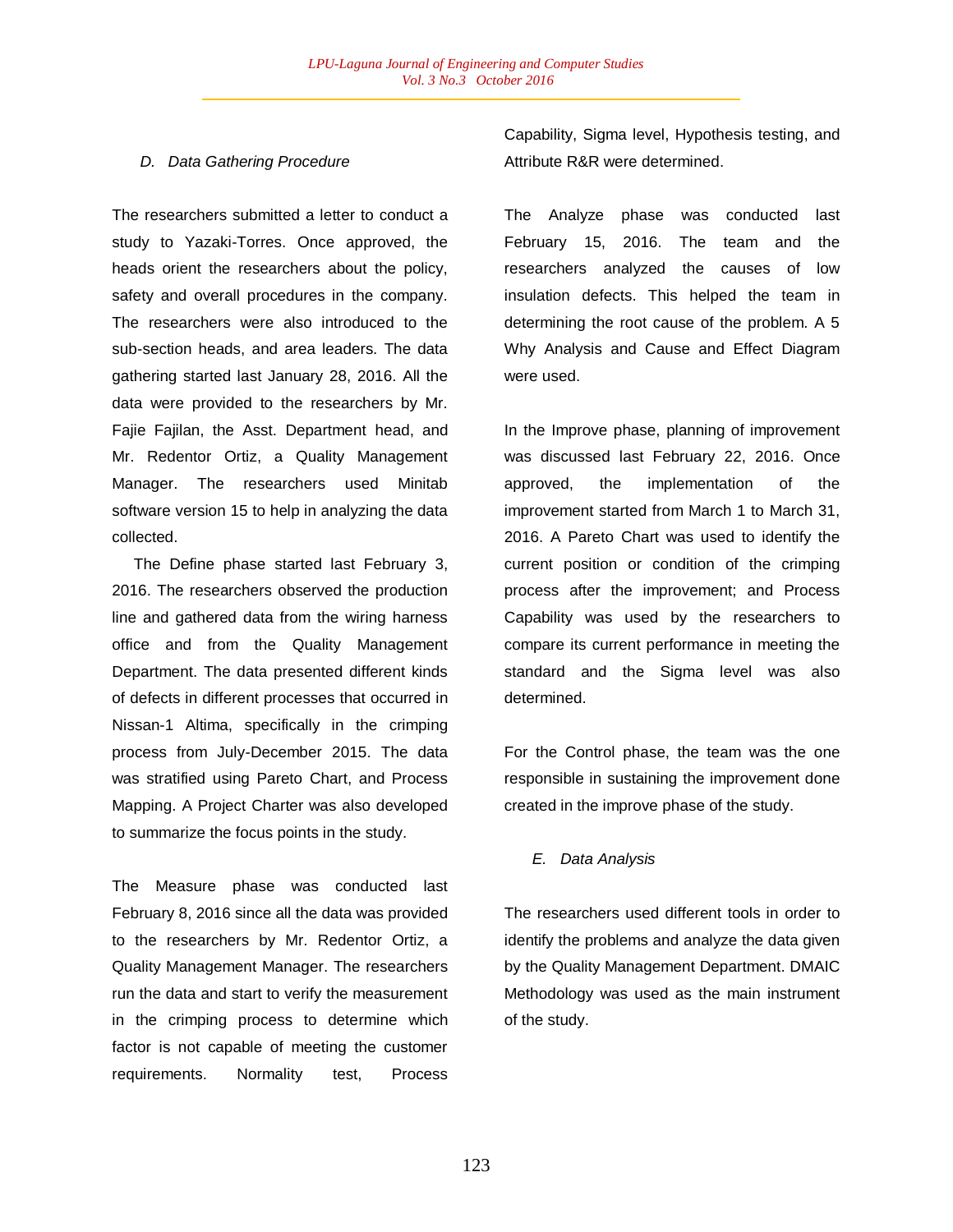### *D. Data Gathering Procedure*

The researchers submitted a letter to conduct a study to Yazaki-Torres. Once approved, the heads orient the researchers about the policy, safety and overall procedures in the company. The researchers were also introduced to the sub-section heads, and area leaders. The data gathering started last January 28, 2016. All the data were provided to the researchers by Mr. Fajie Fajilan, the Asst. Department head, and Mr. Redentor Ortiz, a Quality Management Manager. The researchers used Minitab software version 15 to help in analyzing the data collected.

The Define phase started last February 3, 2016. The researchers observed the production line and gathered data from the wiring harness office and from the Quality Management Department. The data presented different kinds of defects in different processes that occurred in Nissan-1 Altima, specifically in the crimping process from July-December 2015. The data was stratified using Pareto Chart, and Process Mapping. A Project Charter was also developed to summarize the focus points in the study.

The Measure phase was conducted last February 8, 2016 since all the data was provided to the researchers by Mr. Redentor Ortiz, a Quality Management Manager. The researchers run the data and start to verify the measurement in the crimping process to determine which factor is not capable of meeting the customer requirements. Normality test, Process Capability, Sigma level, Hypothesis testing, and Attribute R&R were determined.

The Analyze phase was conducted last February 15, 2016. The team and the researchers analyzed the causes of low insulation defects. This helped the team in determining the root cause of the problem. A 5 Why Analysis and Cause and Effect Diagram were used.

In the Improve phase, planning of improvement was discussed last February 22, 2016. Once approved, the implementation of the improvement started from March 1 to March 31, 2016. A Pareto Chart was used to identify the current position or condition of the crimping process after the improvement; and Process Capability was used by the researchers to compare its current performance in meeting the standard and the Sigma level was also determined.

For the Control phase, the team was the one responsible in sustaining the improvement done created in the improve phase of the study.

### *E. Data Analysis*

The researchers used different tools in order to identify the problems and analyze the data given by the Quality Management Department. DMAIC Methodology was used as the main instrument of the study.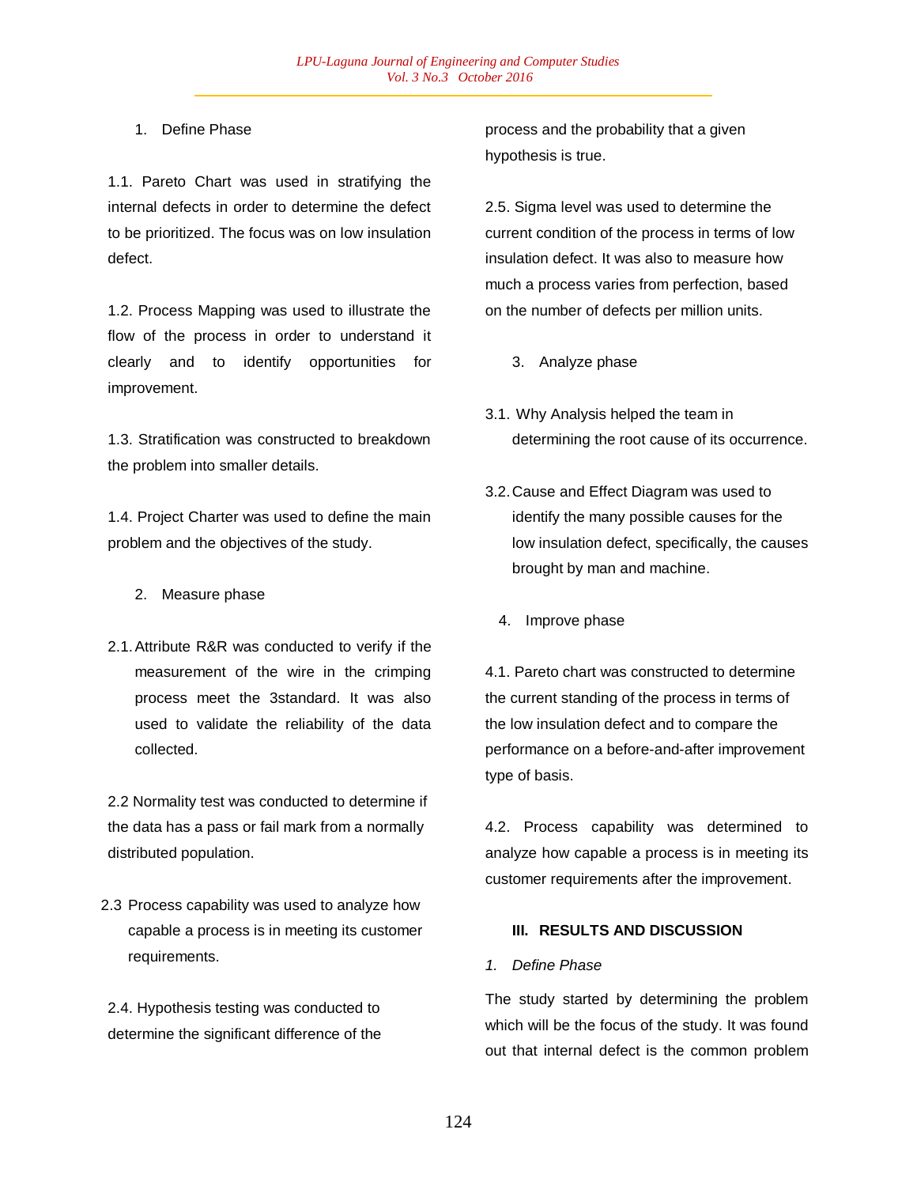1. Define Phase

1.1. Pareto Chart was used in stratifying the internal defects in order to determine the defect to be prioritized. The focus was on low insulation defect.

1.2. Process Mapping was used to illustrate the flow of the process in order to understand it clearly and to identify opportunities for improvement.

1.3. Stratification was constructed to breakdown the problem into smaller details.

1.4. Project Charter was used to define the main problem and the objectives of the study.

2. Measure phase

2.1. Attribute R&R was conducted to verify if the measurement of the wire in the crimping process meet the 3standard. It was also used to validate the reliability of the data collected.

2.2 Normality test was conducted to determine if the data has a pass or fail mark from a normally distributed population.

2.3 Process capability was used to analyze how capable a process is in meeting its customer requirements.

2.4. Hypothesis testing was conducted to determine the significant difference of the process and the probability that a given hypothesis is true.

2.5. Sigma level was used to determine the current condition of the process in terms of low insulation defect. It was also to measure how much a process varies from perfection, based on the number of defects per million units.

3. Analyze phase

3.1. Why Analysis helped the team in determining the root cause of its occurrence.

3.2. Cause and Effect Diagram was used to identify the many possible causes for the low insulation defect, specifically, the causes brought by man and machine.

4. Improve phase

4.1. Pareto chart was constructed to determine the current standing of the process in terms of the low insulation defect and to compare the performance on a before-and-after improvement type of basis.

4.2. Process capability was determined to analyze how capable a process is in meeting its customer requirements after the improvement.

## III. RESULTS AND DISCUSSION

*1. Define Phase*

The study started by determining the problem which will be the focus of the study. It was found out that internal defect is the common problem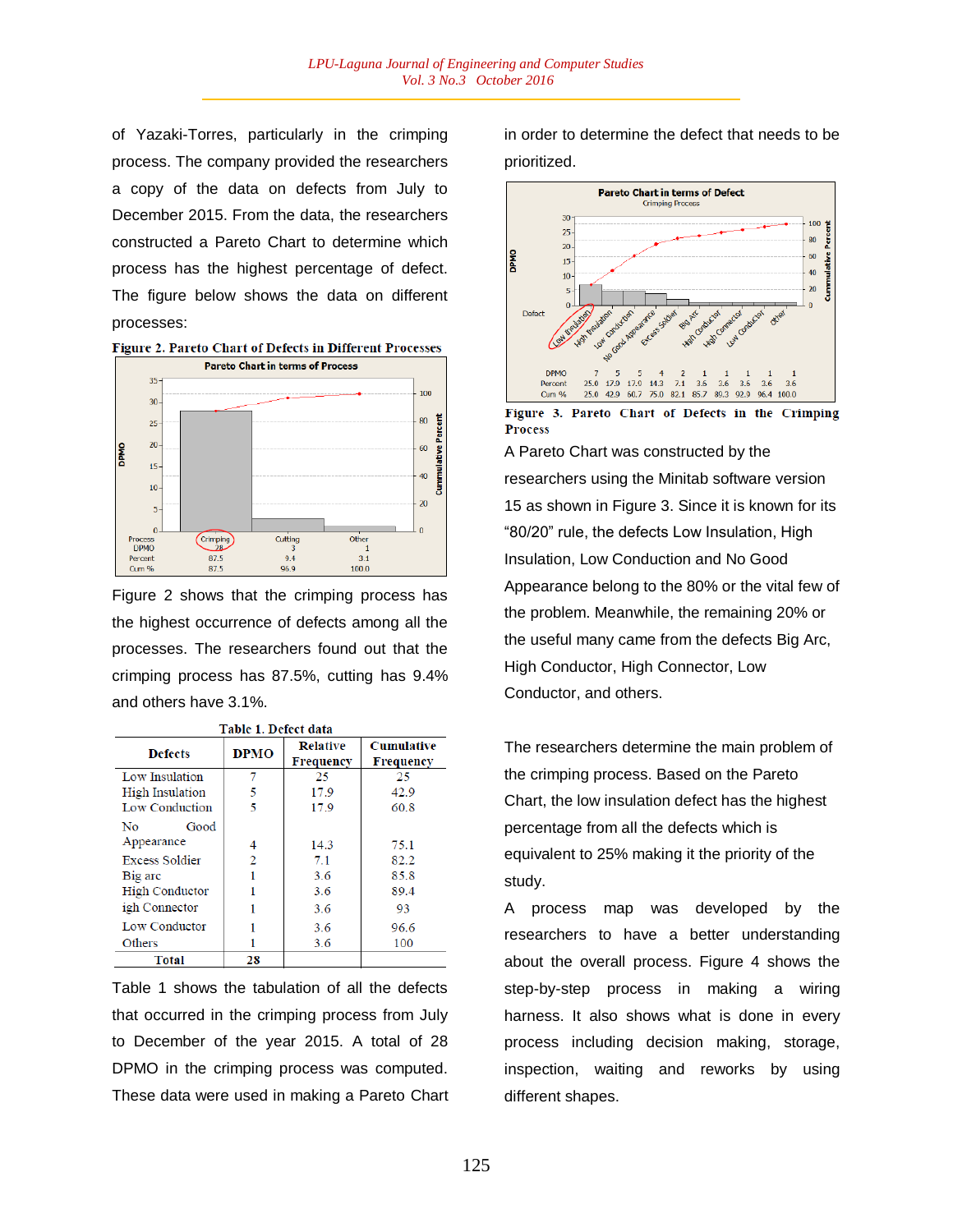of Yazaki-Torres, particularly in the crimping process. The company provided the researchers a copy of the data on defects from July to December 2015. From the data, the researchers constructed a Pareto Chart to determine which process has the highest percentage of defect. The figure below shows the data on different processes:

**Figure 2. Pareto Chart of Defects in Different Processes**

Figure 2 shows that the crimping process has the highest occurrence of defects among all the processes. The researchers found out that the crimping process has 87.5%, cutting has 9.4% and others have 3.1%.

**Table 1. Defect data**

| Defects | DPMO | Relative Frequency | Cumulative Frequency |
|---|---|---|---|
| Low Insulation | 7 | 25 | 25 |
| High Insulation | 5 | 17.9 | 42.9 |
| Low Conduction | 5 | 17.9 | 60.8 |
| No Good Appearance | 4 | 14.3 | 75.1 |
| Excess Soldier | 2 | 7.1 | 82.2 |
| Big arc | 1 | 3.6 | 85.8 |
| High Conductor | 1 | 3.6 | 89.4 |
| igh Connector | 1 | 3.6 | 93 |
| Low Conductor | 1 | 3.6 | 96.6 |
| Others | 1 | 3.6 | 100 |
| **Total** | **28** | | |

Table 1 shows the tabulation of all the defects that occurred in the crimping process from July to December of the year 2015. A total of 28 DPMO in the crimping process was computed. These data were used in making a Pareto Chart in order to determine the defect that needs to be prioritized.

**Figure 3. Pareto Chart of Defects in the Crimping Process**

A Pareto Chart was constructed by the researchers using the Minitab software version 15 as shown in Figure 3. Since it is known for its "80/20" rule, the defects Low Insulation, High Insulation, Low Conduction and No Good Appearance belong to the 80% or the vital few of the problem. Meanwhile, the remaining 20% or the useful many came from the defects Big Arc, High Conductor, High Connector, Low Conductor, and others.

The researchers determine the main problem of the crimping process. Based on the Pareto Chart, the low insulation defect has the highest percentage from all the defects which is equivalent to 25% making it the priority of the study.

A process map was developed by the researchers to have a better understanding about the overall process. Figure 4 shows the step-by-step process in making a wiring harness. It also shows what is done in every process including decision making, storage, inspection, waiting and reworks by using different shapes.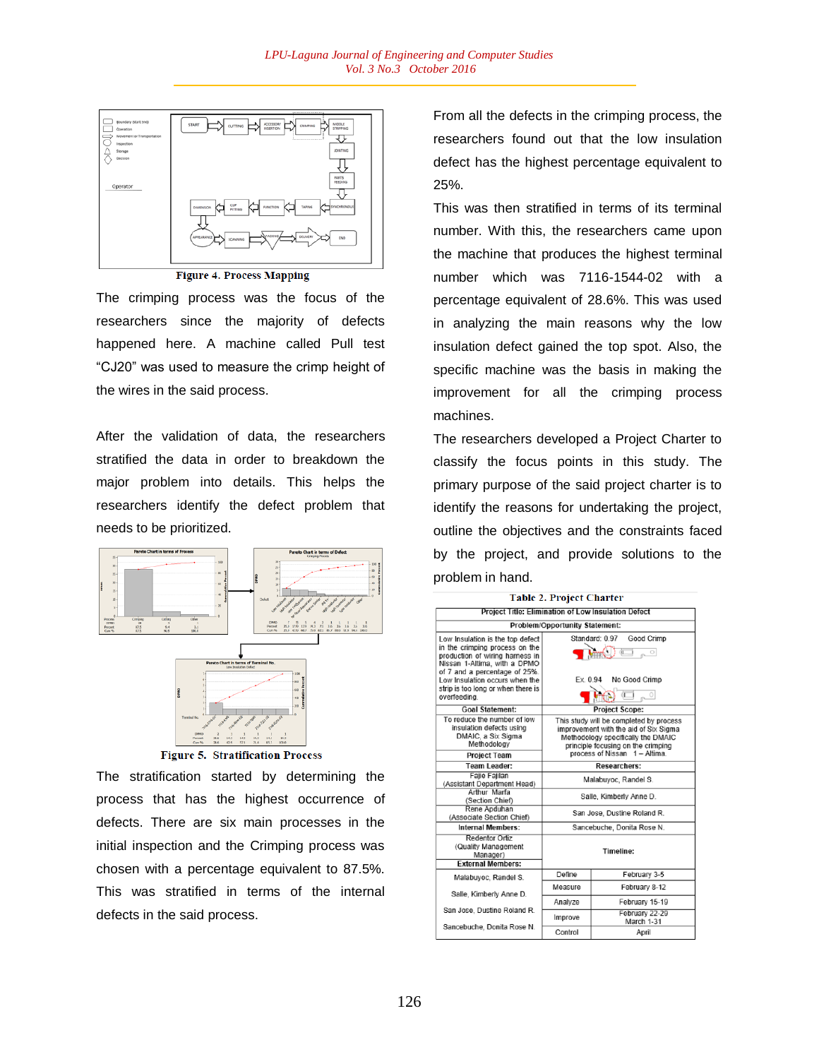Figure 4. Process Mapping

The crimping process was the focus of the researchers since the majority of defects happened here. A machine called Pull test "CJ20" was used to measure the crimp height of the wires in the said process.

After the validation of data, the researchers stratified the data in order to breakdown the major problem into details. This helps the researchers identify the defect problem that needs to be prioritized.

Figure 5. Stratification Process

The stratification started by determining the process that has the highest occurrence of defects. There are six main processes in the initial inspection and the Crimping process was chosen with a percentage equivalent to 87.5%. This was stratified in terms of the internal defects in the said process.

From all the defects in the crimping process, the researchers found out that the low insulation defect has the highest percentage equivalent to 25%.

This was then stratified in terms of its terminal number. With this, the researchers came upon the machine that produces the highest terminal number which was 7116-1544-02 with a percentage equivalent of 28.6%. This was used in analyzing the main reasons why the low insulation defect gained the top spot. Also, the specific machine was the basis in making the improvement for all the crimping process machines.

The researchers developed a Project Charter to classify the focus points in this study. The primary purpose of the said project charter is to identify the reasons for undertaking the project, outline the objectives and the constraints faced by the project, and provide solutions to the problem in hand.

**Table 2. Project Charter**

| Project Title: Elimination of Low Insulation Defect | | |
|---|---|---|
| **Problem/Opportunity Statement:** | | |
| Low Insulation is the top defect in the crimping process on the production of wiring harness in Nissan 1-Altima, with a DPMO of 7 and a percentage of 25%. Low Insulation occurs when the strip is too long or when there is overfeeding. | Standard: 0.97 Good Crimp<br>Ex. 0.94 No Good Crimp | |
| **Goal Statement:** | **Project Scope:** | |
| To reduce the number of low insulation defects using DMAIC, a Six Sigma Methodology | This study will be completed by process improvement with the aid of Six Sigma Methodology specifically the DMAIC principle focusing on the crimping process of Nissan 1 – Altima. | |
| **Project Team** | | |
| **Team Leader:** | **Researchers:** | |
| Fajio Fajilan (Assistant Department Head) | Malabuyoc, Randel S. | |
| Arthur Marfa (Section Chief) | Salle, Kimberly Anne D. | |
| Rene Apduhan (Associate Section Chief) | San Jose, Dustine Roland R. | |
| **Internal Members:** | Sancebuche, Donita Rose N. | |
| Redentor Ortiz (Quality Management Manager) | **Timeline:** | |
| **External Members:** | | |
| Malabuyoc, Randel S. | Define | February 3-5 |
| Salle, Kimberly Anne D. | Measure | February 8-12 |
| San Jose, Dustine Roland R. | Analyze | February 15-19 |
| Sancebuche, Donita Rose N. | Improve | February 22-29<br>March 1-31 |
| | Control | April |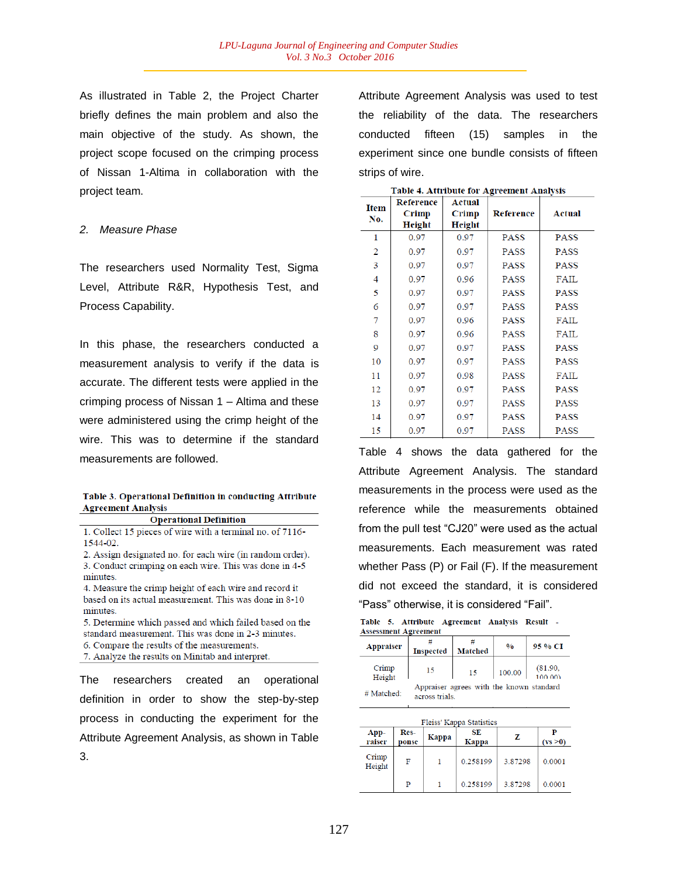As illustrated in Table 2, the Project Charter briefly defines the main problem and also the main objective of the study. As shown, the project scope focused on the crimping process of Nissan 1-Altima in collaboration with the project team.

*2. Measure Phase*

The researchers used Normality Test, Sigma Level, Attribute R&R, Hypothesis Test, and Process Capability.

In this phase, the researchers conducted a measurement analysis to verify if the data is accurate. The different tests were applied in the crimping process of Nissan 1 – Altima and these were administered using the crimp height of the wire. This was to determine if the standard measurements are followed.

**Table 3. Operational Definition in conducting Attribute Agreement Analysis**

| Operational Definition |
|---|
| 1. Collect 15 pieces of wire with a terminal no. of 7116-1544-02. |
| 2. Assign designated no. for each wire (in random order). |
| 3. Conduct crimping on each wire. This was done in 4-5 minutes. |
| 4. Measure the crimp height of each wire and record it based on its actual measurement. This was done in 8-10 minutes. |
| 5. Determine which passed and which failed based on the standard measurement. This was done in 2-3 minutes. |
| 6. Compare the results of the measurements. |
| 7. Analyze the results on Minitab and interpret. |

The researchers created an operational definition in order to show the step-by-step process in conducting the experiment for the Attribute Agreement Analysis, as shown in Table 3.

Attribute Agreement Analysis was used to test the reliability of the data. The researchers conducted fifteen (15) samples in the experiment since one bundle consists of fifteen strips of wire.

**Table 4. Attribute for Agreement Analysis**

| Item No. | Reference Crimp Height | Actual Crimp Height | Reference | Actual |
|---|---|---|---|---|
| 1 | 0.97 | 0.97 | PASS | PASS |
| 2 | 0.97 | 0.97 | PASS | PASS |
| 3 | 0.97 | 0.97 | PASS | PASS |
| 4 | 0.97 | 0.96 | PASS | FAIL |
| 5 | 0.97 | 0.97 | PASS | PASS |
| 6 | 0.97 | 0.97 | PASS | PASS |
| 7 | 0.97 | 0.96 | PASS | FAIL |
| 8 | 0.97 | 0.96 | PASS | FAIL |
| 9 | 0.97 | 0.97 | PASS | PASS |
| 10 | 0.97 | 0.97 | PASS | PASS |
| 11 | 0.97 | 0.98 | PASS | FAIL |
| 12 | 0.97 | 0.97 | PASS | PASS |
| 13 | 0.97 | 0.97 | PASS | PASS |
| 14 | 0.97 | 0.97 | PASS | PASS |
| 15 | 0.97 | 0.97 | PASS | PASS |

Table 4 shows the data gathered for the Attribute Agreement Analysis. The standard measurements in the process were used as the reference while the measurements obtained from the pull test "CJ20" were used as the actual measurements. Each measurement was rated whether Pass (P) or Fail (F). If the measurement did not exceed the standard, it is considered "Pass" otherwise, it is considered "Fail".

**Table 5. Attribute Agreement Analysis Result - Assessment Agreement**

| Appraiser | # Inspected | # Matched | % | 95 % CI |
|---|---|---|---|---|
| Crimp Height | 15 | 15 | 100.00 | (81.90, 100.00) |

\# Matched: Appraiser agrees with the known standard across trials.

Fleiss' Kappa Statistics

| Appraiser | Response | Kappa | SE Kappa | Z | P (vs >0) |
|---|---|---|---|---|---|
| Crimp Height | F | 1 | 0.258199 | 3.87298 | 0.0001 |
| | P | 1 | 0.258199 | 3.87298 | 0.0001 |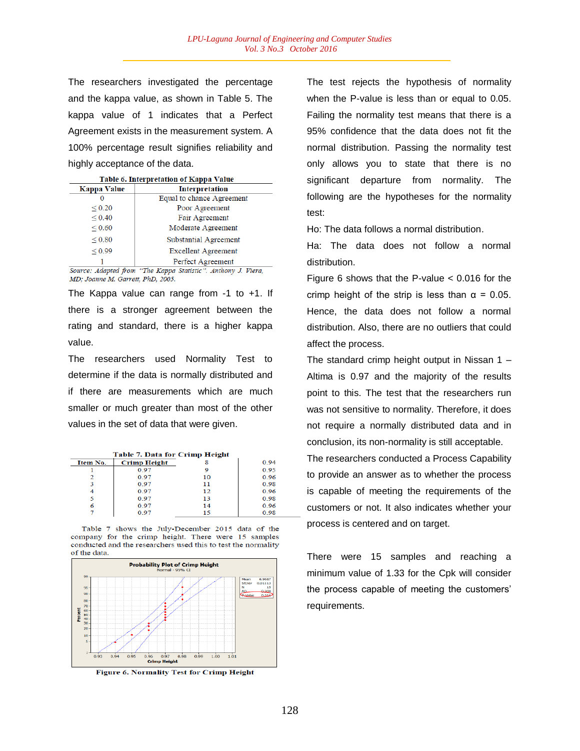The researchers investigated the percentage and the kappa value, as shown in Table 5. The kappa value of 1 indicates that a Perfect Agreement exists in the measurement system. A 100% percentage result signifies reliability and highly acceptance of the data.

**Table 6. Interpretation of Kappa Value**

| Kappa Value | Interpretation |
|---|---|
| 0 | Equal to chance Agreement |
| ≤ 0.20 | Poor Agreement |
| ≤ 0.40 | Fair Agreement |
| ≤ 0.60 | Moderate Agreement |
| ≤ 0.80 | Substantial Agreement |
| ≤ 0.99 | Excellent Agreement |
| 1 | Perfect Agreement |

*Source: Adapted from "The Kappa Statistic". Anthony J. Viera, MD; Joanne M. Garrett, PhD, 2005.*

The Kappa value can range from -1 to +1. If there is a stronger agreement between the rating and standard, there is a higher kappa value.

The researchers used Normality Test to determine if the data is normally distributed and if there are measurements which are much smaller or much greater than most of the other values in the set of data that were given.

**Table 7. Data for Crimp Height**

| Item No. | Crimp Height | Item No. | Crimp Height |
|---|---|---|---|
| 1 | 0.97 | 8 | 0.94 |
| 2 | 0.97 | 9 | 0.95 |
| 3 | 0.97 | 10 | 0.96 |
| 4 | 0.97 | 11 | 0.98 |
| 5 | 0.97 | 12 | 0.96 |
| 6 | 0.97 | 13 | 0.98 |
| 7 | 0.97 | 14 | 0.96 |
| | | 15 | 0.98 |

Table 7 shows the July-December 2015 data of the company for the crimp height. There were 15 samples conducted and the researchers used this to test the normality of the data.

Figure 6. Normality Test for Crimp Height

The test rejects the hypothesis of normality when the P-value is less than or equal to 0.05. Failing the normality test means that there is a 95% confidence that the data does not fit the normal distribution. Passing the normality test only allows you to state that there is no significant departure from normality. The following are the hypotheses for the normality test:

Ho: The data follows a normal distribution.

Ha: The data does not follow a normal distribution.

Figure 6 shows that the P-value < 0.016 for the crimp height of the strip is less than $\alpha$ = 0.05. Hence, the data does not follow a normal distribution. Also, there are no outliers that could affect the process.

The standard crimp height output in Nissan 1 – Altima is 0.97 and the majority of the results point to this. The test that the researchers run was not sensitive to normality. Therefore, it does not require a normally distributed data and in conclusion, its non-normality is still acceptable.

The researchers conducted a Process Capability to provide an answer as to whether the process is capable of meeting the requirements of the customers or not. It also indicates whether your process is centered and on target.

There were 15 samples and reaching a minimum value of 1.33 for the Cpk will consider the process capable of meeting the customers' requirements.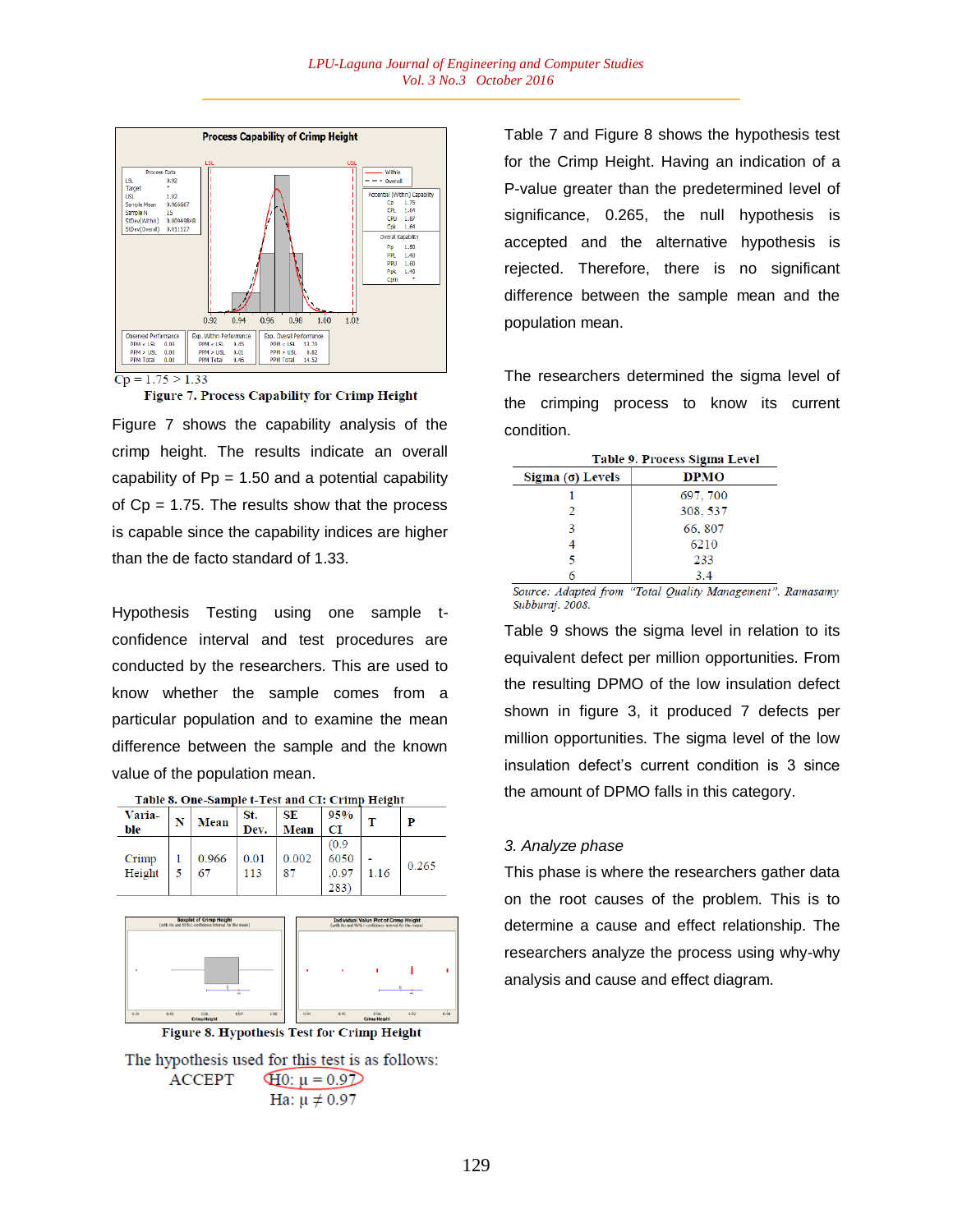Cp = 1.75 > 1.33

**Figure 7. Process Capability for Crimp Height**

Figure 7 shows the capability analysis of the crimp height. The results indicate an overall capability of Pp = 1.50 and a potential capability of Cp = 1.75. The results show that the process is capable since the capability indices are higher than the de facto standard of 1.33.

Hypothesis Testing using one sample t-confidence interval and test procedures are conducted by the researchers. This are used to know whether the sample comes from a particular population and to examine the mean difference between the sample and the known value of the population mean.

**Table 8. One-Sample t-Test and CI: Crimp Height**

| Varia-ble | N | Mean | St. Dev. | SE Mean | 95% CI | T | P |
|---|---|---|---|---|---|---|---|
| Crimp Height | 15 | 0.96667 | 0.01113 | 0.00287 | (0.96050 ,0.97283) | -1.16 | 0.265 |

**Figure 8. Hypothesis Test for Crimp Height**

The hypothesis used for this test is as follows:

ACCEPT H0: $\mu = 0.97$

Ha: $\mu \neq 0.97$

Table 7 and Figure 8 shows the hypothesis test for the Crimp Height. Having an indication of a P-value greater than the predetermined level of significance, 0.265, the null hypothesis is accepted and the alternative hypothesis is rejected. Therefore, there is no significant difference between the sample mean and the population mean.

The researchers determined the sigma level of the crimping process to know its current condition.

**Table 9. Process Sigma Level**

| Sigma (σ) Levels | DPMO |
|---|---|
| 1 | 697, 700 |
| 2 | 308, 537 |
| 3 | 66, 807 |
| 4 | 6210 |
| 5 | 233 |
| 6 | 3.4 |

*Source: Adapted from "Total Quality Management". Ramasamy Subburaj. 2008.*

Table 9 shows the sigma level in relation to its equivalent defect per million opportunities. From the resulting DPMO of the low insulation defect shown in figure 3, it produced 7 defects per million opportunities. The sigma level of the low insulation defect's current condition is 3 since the amount of DPMO falls in this category.

*3. Analyze phase*

This phase is where the researchers gather data on the root causes of the problem. This is to determine a cause and effect relationship. The researchers analyze the process using why-why analysis and cause and effect diagram.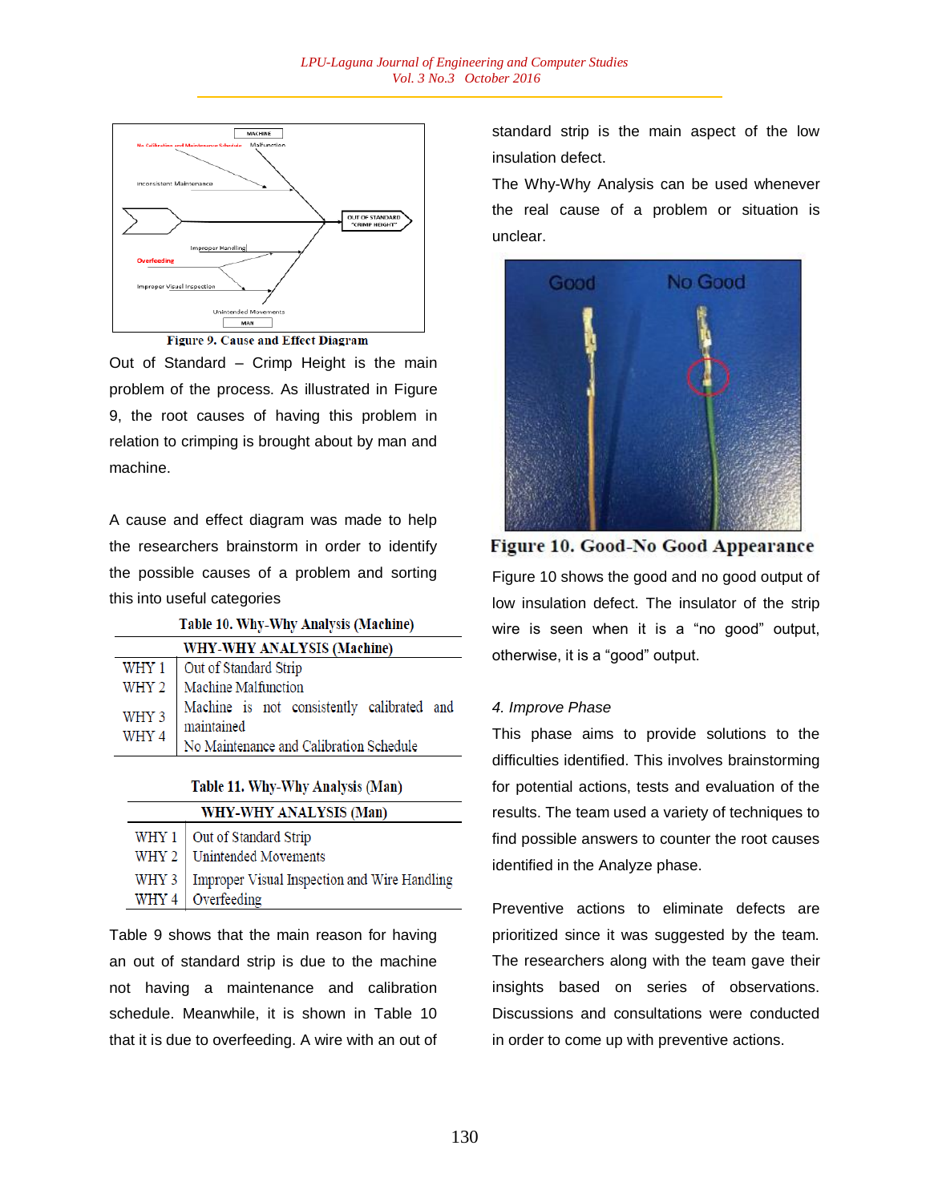Figure 9. Cause and Effect Diagram

Out of Standard – Crimp Height is the main problem of the process. As illustrated in Figure 9, the root causes of having this problem in relation to crimping is brought about by man and machine.

A cause and effect diagram was made to help the researchers brainstorm in order to identify the possible causes of a problem and sorting this into useful categories

Table 10. Why-Why Analysis (Machine)

| WHY-WHY ANALYSIS (Machine) | |
|---|---|
| WHY 1 | Out of Standard Strip |
| WHY 2 | Machine Malfunction |
| WHY 3 | Machine is not consistently calibrated and maintained |
| WHY 4 | No Maintenance and Calibration Schedule |

Table 11. Why-Why Analysis (Man)

| WHY-WHY ANALYSIS (Man) | |
|---|---|
| WHY 1 | Out of Standard Strip |
| WHY 2 | Unintended Movements |
| WHY 3 | Improper Visual Inspection and Wire Handling |
| WHY 4 | Overfeeding |

Table 9 shows that the main reason for having an out of standard strip is due to the machine not having a maintenance and calibration schedule. Meanwhile, it is shown in Table 10 that it is due to overfeeding. A wire with an out of standard strip is the main aspect of the low insulation defect.

The Why-Why Analysis can be used whenever the real cause of a problem or situation is unclear.

Figure 10. Good-No Good Appearance

Figure 10 shows the good and no good output of low insulation defect. The insulator of the strip wire is seen when it is a "no good" output, otherwise, it is a "good" output.

*4. Improve Phase*

This phase aims to provide solutions to the difficulties identified. This involves brainstorming for potential actions, tests and evaluation of the results. The team used a variety of techniques to find possible answers to counter the root causes identified in the Analyze phase.

Preventive actions to eliminate defects are prioritized since it was suggested by the team. The researchers along with the team gave their insights based on series of observations. Discussions and consultations were conducted in order to come up with preventive actions.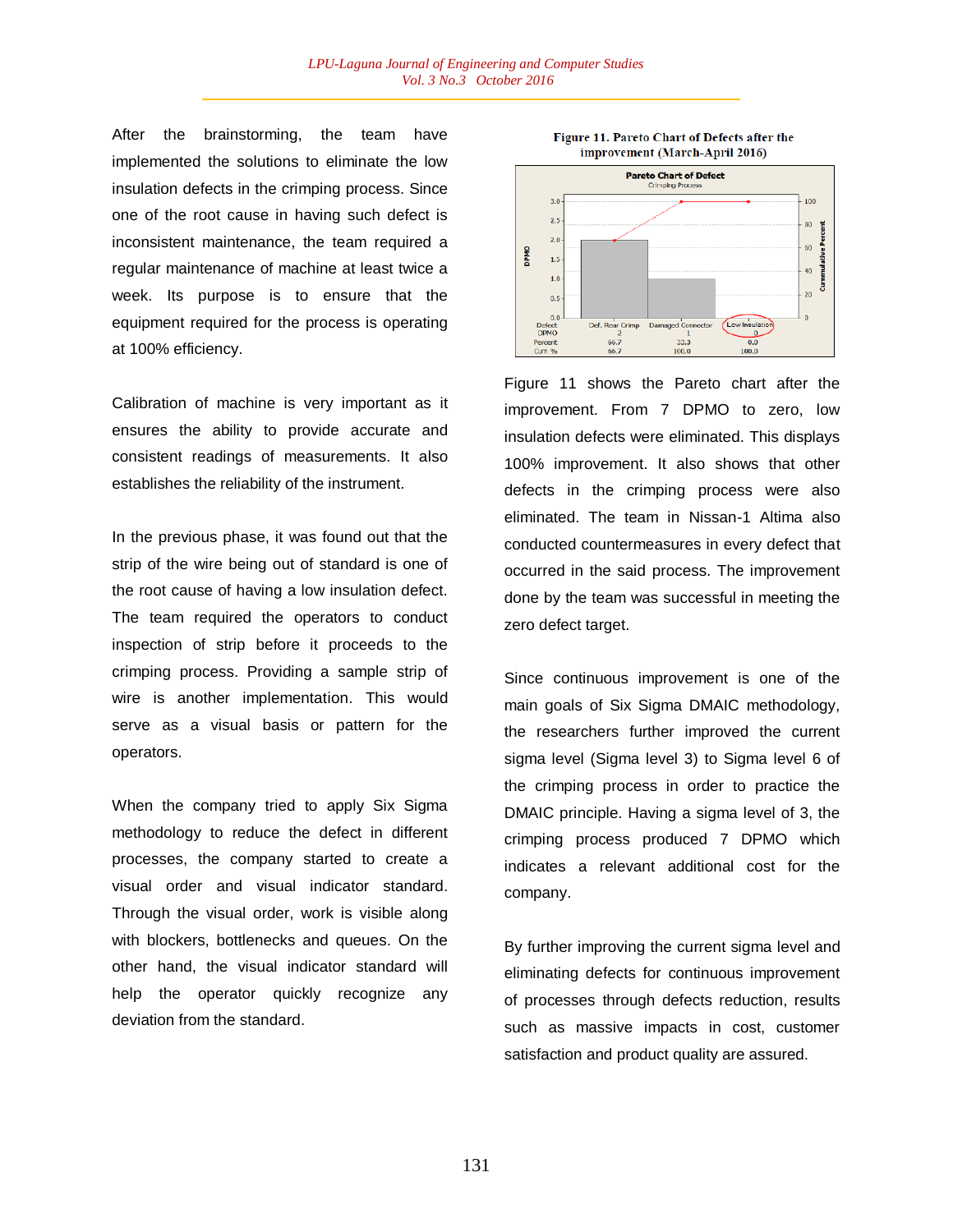After the brainstorming, the team have implemented the solutions to eliminate the low insulation defects in the crimping process. Since one of the root cause in having such defect is inconsistent maintenance, the team required a regular maintenance of machine at least twice a week. Its purpose is to ensure that the equipment required for the process is operating at 100% efficiency.

Calibration of machine is very important as it ensures the ability to provide accurate and consistent readings of measurements. It also establishes the reliability of the instrument.

In the previous phase, it was found out that the strip of the wire being out of standard is one of the root cause of having a low insulation defect. The team required the operators to conduct inspection of strip before it proceeds to the crimping process. Providing a sample strip of wire is another implementation. This would serve as a visual basis or pattern for the operators.

When the company tried to apply Six Sigma methodology to reduce the defect in different processes, the company started to create a visual order and visual indicator standard. Through the visual order, work is visible along with blockers, bottlenecks and queues. On the other hand, the visual indicator standard will help the operator quickly recognize any deviation from the standard.

**Figure 11. Pareto Chart of Defects after the improvement (March-April 2016)**

Figure 11 shows the Pareto chart after the improvement. From 7 DPMO to zero, low insulation defects were eliminated. This displays 100% improvement. It also shows that other defects in the crimping process were also eliminated. The team in Nissan-1 Altima also conducted countermeasures in every defect that occurred in the said process. The improvement done by the team was successful in meeting the zero defect target.

Since continuous improvement is one of the main goals of Six Sigma DMAIC methodology, the researchers further improved the current sigma level (Sigma level 3) to Sigma level 6 of the crimping process in order to practice the DMAIC principle. Having a sigma level of 3, the crimping process produced 7 DPMO which indicates a relevant additional cost for the company.

By further improving the current sigma level and eliminating defects for continuous improvement of processes through defects reduction, results such as massive impacts in cost, customer satisfaction and product quality are assured.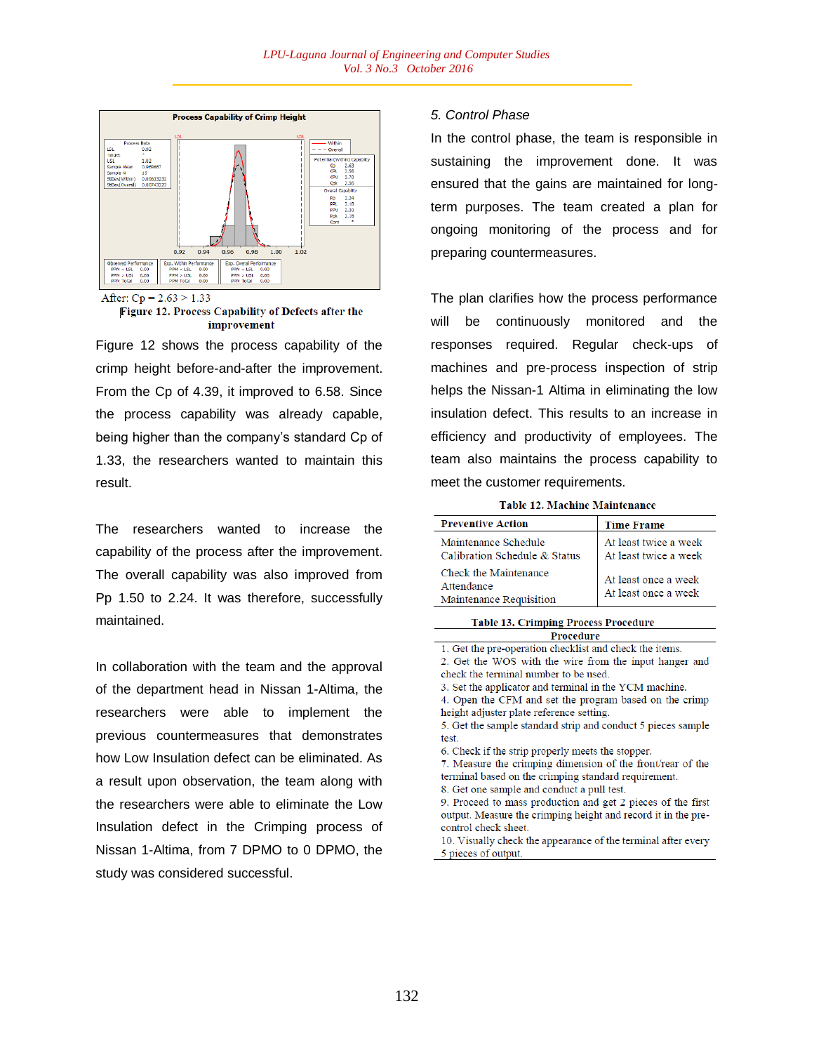After: Cp = 2.63 > 1.33

**Figure 12. Process Capability of Defects after the improvement**

Figure 12 shows the process capability of the crimp height before-and-after the improvement. From the Cp of 4.39, it improved to 6.58. Since the process capability was already capable, being higher than the company's standard Cp of 1.33, the researchers wanted to maintain this result.

The researchers wanted to increase the capability of the process after the improvement. The overall capability was also improved from Pp 1.50 to 2.24. It was therefore, successfully maintained.

In collaboration with the team and the approval of the department head in Nissan 1-Altima, the researchers were able to implement the previous countermeasures that demonstrates how Low Insulation defect can be eliminated. As a result upon observation, the team along with the researchers were able to eliminate the Low Insulation defect in the Crimping process of Nissan 1-Altima, from 7 DPMO to 0 DPMO, the study was considered successful.

*5. Control Phase*

In the control phase, the team is responsible in sustaining the improvement done. It was ensured that the gains are maintained for long-term purposes. The team created a plan for ongoing monitoring of the process and for preparing countermeasures.

The plan clarifies how the process performance will be continuously monitored and the responses required. Regular check-ups of machines and pre-process inspection of strip helps the Nissan-1 Altima in eliminating the low insulation defect. This results to an increase in efficiency and productivity of employees. The team also maintains the process capability to meet the customer requirements.

**Table 12. Machine Maintenance**

| Preventive Action | Time Frame |
|---|---|
| Maintenance Schedule | At least twice a week |
| Calibration Schedule & Status | At least twice a week |
| Check the Maintenance Attendance | At least once a week |
| Maintenance Requisition | At least once a week |

**Table 13. Crimping Process Procedure**

| Procedure |
|---|
| 1. Get the pre-operation checklist and check the items. |
| 2. Get the WOS with the wire from the input hanger and check the terminal number to be used. |
| 3. Set the applicator and terminal in the YCM machine. |
| 4. Open the CFM and set the program based on the crimp height adjuster plate reference setting. |
| 5. Get the sample standard strip and conduct 5 pieces sample test. |
| 6. Check if the strip properly meets the stopper. |
| 7. Measure the crimping dimension of the front/rear of the terminal based on the crimping standard requirement. |
| 8. Get one sample and conduct a pull test. |
| 9. Proceed to mass production and get 2 pieces of the first output. Measure the crimping height and record it in the pre-control check sheet. |
| 10. Visually check the appearance of the terminal after every 5 pieces of output. |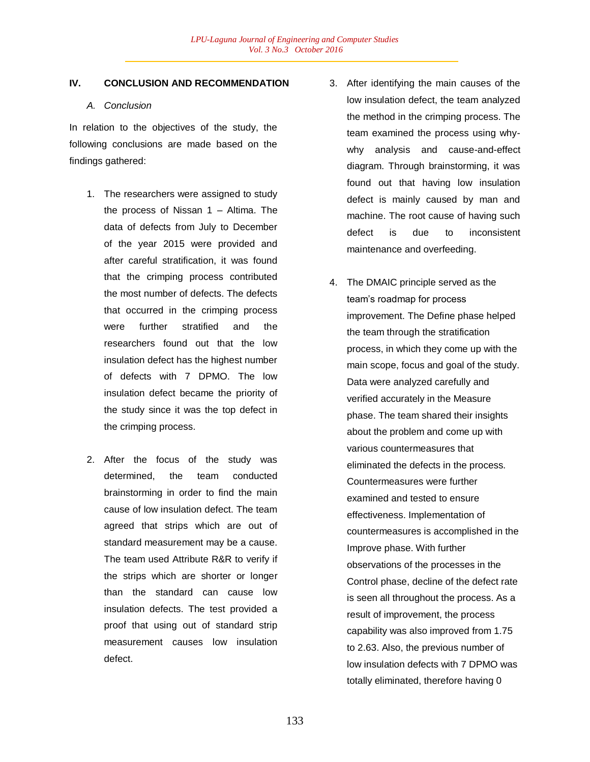## IV. CONCLUSION AND RECOMMENDATION

### *A. Conclusion*

In relation to the objectives of the study, the following conclusions are made based on the findings gathered:

1. The researchers were assigned to study the process of Nissan 1 – Altima. The data of defects from July to December of the year 2015 were provided and after careful stratification, it was found that the crimping process contributed the most number of defects. The defects that occurred in the crimping process were further stratified and the researchers found out that the low insulation defect has the highest number of defects with 7 DPMO. The low insulation defect became the priority of the study since it was the top defect in the crimping process.

2. After the focus of the study was determined, the team conducted brainstorming in order to find the main cause of low insulation defect. The team agreed that strips which are out of standard measurement may be a cause. The team used Attribute R&R to verify if the strips which are shorter or longer than the standard can cause low insulation defects. The test provided a proof that using out of standard strip measurement causes low insulation defect.

3. After identifying the main causes of the low insulation defect, the team analyzed the method in the crimping process. The team examined the process using why-why analysis and cause-and-effect diagram. Through brainstorming, it was found out that having low insulation defect is mainly caused by man and machine. The root cause of having such defect is due to inconsistent maintenance and overfeeding.

4. The DMAIC principle served as the team's roadmap for process improvement. The Define phase helped the team through the stratification process, in which they come up with the main scope, focus and goal of the study. Data were analyzed carefully and verified accurately in the Measure phase. The team shared their insights about the problem and come up with various countermeasures that eliminated the defects in the process. Countermeasures were further examined and tested to ensure effectiveness. Implementation of countermeasures is accomplished in the Improve phase. With further observations of the processes in the Control phase, decline of the defect rate is seen all throughout the process. As a result of improvement, the process capability was also improved from 1.75 to 2.63. Also, the previous number of low insulation defects with 7 DPMO was totally eliminated, therefore having 0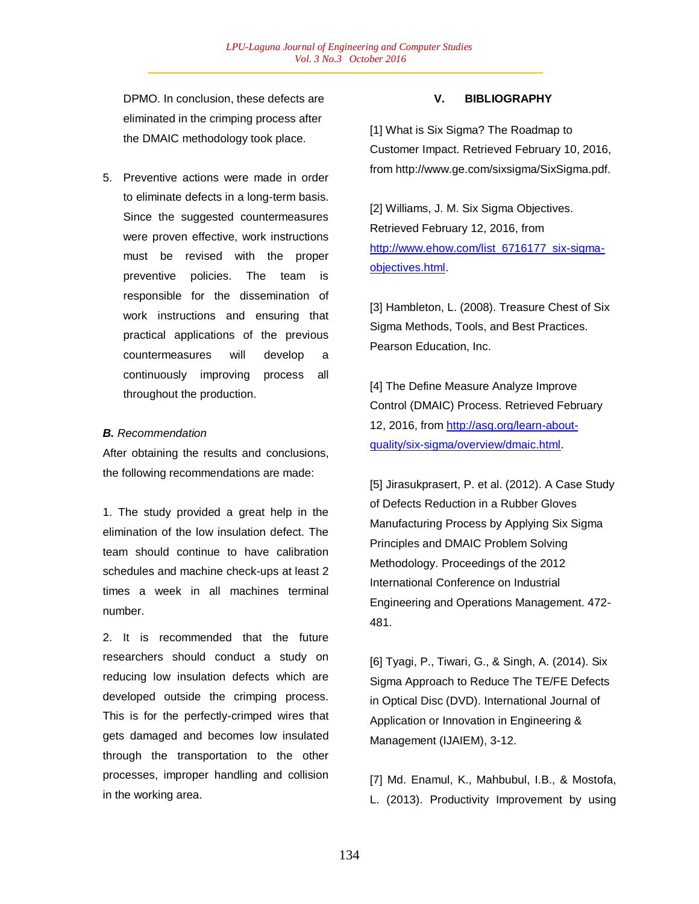DPMO. In conclusion, these defects are eliminated in the crimping process after the DMAIC methodology took place.

5. Preventive actions were made in order to eliminate defects in a long-term basis. Since the suggested countermeasures were proven effective, work instructions must be revised with the proper preventive policies. The team is responsible for the dissemination of work instructions and ensuring that practical applications of the previous countermeasures will develop a continuously improving process all throughout the production.

***B.*** *Recommendation*

After obtaining the results and conclusions, the following recommendations are made:

1. The study provided a great help in the elimination of the low insulation defect. The team should continue to have calibration schedules and machine check-ups at least 2 times a week in all machines terminal number.

2. It is recommended that the future researchers should conduct a study on reducing low insulation defects which are developed outside the crimping process. This is for the perfectly-crimped wires that gets damaged and becomes low insulated through the transportation to the other processes, improper handling and collision in the working area.

## V. BIBLIOGRAPHY

[1] What is Six Sigma? The Roadmap to Customer Impact. Retrieved February 10, 2016, from http://www.ge.com/sixsigma/SixSigma.pdf.

[2] Williams, J. M. Six Sigma Objectives. Retrieved February 12, 2016, from http://www.ehow.com/list_6716177_six-sigma-objectives.html.

[3] Hambleton, L. (2008). Treasure Chest of Six Sigma Methods, Tools, and Best Practices. Pearson Education, Inc.

[4] The Define Measure Analyze Improve Control (DMAIC) Process. Retrieved February 12, 2016, from http://asq.org/learn-about-quality/six-sigma/overview/dmaic.html.

[5] Jirasukprasert, P. et al. (2012). A Case Study of Defects Reduction in a Rubber Gloves Manufacturing Process by Applying Six Sigma Principles and DMAIC Problem Solving Methodology. Proceedings of the 2012 International Conference on Industrial Engineering and Operations Management. 472-481.

[6] Tyagi, P., Tiwari, G., & Singh, A. (2014). Six Sigma Approach to Reduce The TE/FE Defects in Optical Disc (DVD). International Journal of Application or Innovation in Engineering & Management (IJAIEM), 3-12.

[7] Md. Enamul, K., Mahbubul, I.B., & Mostofa, L. (2013). Productivity Improvement by using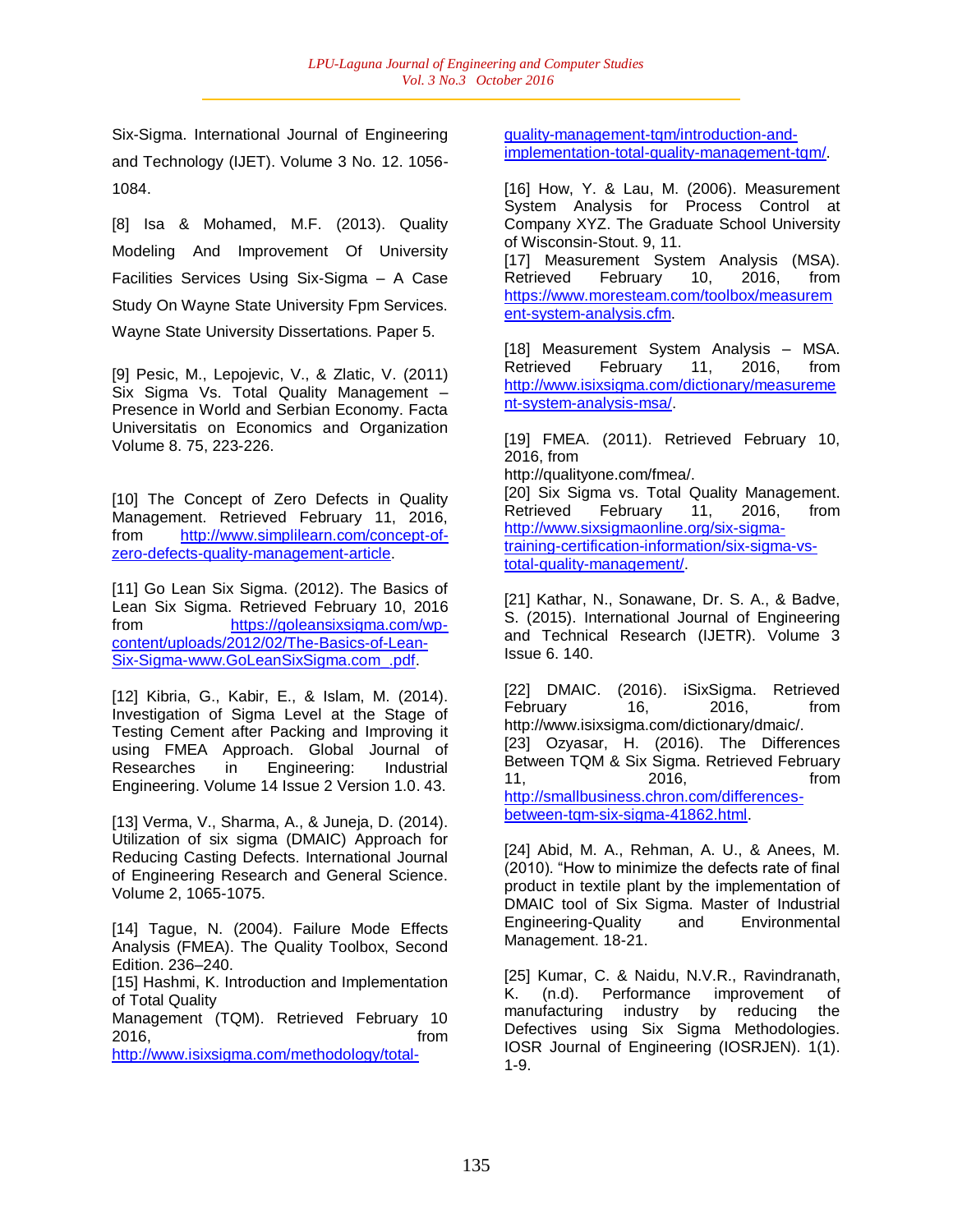Six-Sigma. International Journal of Engineering and Technology (IJET). Volume 3 No. 12. 1056-1084.

[8] Isa & Mohamed, M.F. (2013). Quality Modeling And Improvement Of University Facilities Services Using Six-Sigma – A Case Study On Wayne State University Fpm Services. Wayne State University Dissertations. Paper 5.

[9] Pesic, M., Lepojevic, V., & Zlatic, V. (2011) Six Sigma Vs. Total Quality Management – Presence in World and Serbian Economy. Facta Universitatis on Economics and Organization Volume 8. 75, 223-226.

[10] The Concept of Zero Defects in Quality Management. Retrieved February 11, 2016, from http://www.simplilearn.com/concept-of-zero-defects-quality-management-article.

[11] Go Lean Six Sigma. (2012). The Basics of Lean Six Sigma. Retrieved February 10, 2016 from https://goleansixsigma.com/wp-content/uploads/2012/02/The-Basics-of-Lean-Six-Sigma-www.GoLeanSixSigma.com_.pdf.

[12] Kibria, G., Kabir, E., & Islam, M. (2014). Investigation of Sigma Level at the Stage of Testing Cement after Packing and Improving it using FMEA Approach. Global Journal of Researches in Engineering: Industrial Engineering. Volume 14 Issue 2 Version 1.0. 43.

[13] Verma, V., Sharma, A., & Juneja, D. (2014). Utilization of six sigma (DMAIC) Approach for Reducing Casting Defects. International Journal of Engineering Research and General Science. Volume 2, 1065-1075.

[14] Tague, N. (2004). Failure Mode Effects Analysis (FMEA). The Quality Toolbox, Second Edition. 236–240.

[15] Hashmi, K. Introduction and Implementation of Total Quality Management (TQM). Retrieved February 10 2016, from http://www.isixsigma.com/methodology/total-quality-management-tqm/introduction-and-implementation-total-quality-management-tqm/.

[16] How, Y. & Lau, M. (2006). Measurement System Analysis for Process Control at Company XYZ. The Graduate School University of Wisconsin-Stout. 9, 11.

[17] Measurement System Analysis (MSA). Retrieved February 10, 2016, from https://www.moresteam.com/toolbox/measurement-system-analysis.cfm.

[18] Measurement System Analysis – MSA. Retrieved February 11, 2016, from http://www.isixsigma.com/dictionary/measurement-system-analysis-msa/.

[19] FMEA. (2011). Retrieved February 10, 2016, from http://qualityone.com/fmea/.

[20] Six Sigma vs. Total Quality Management. Retrieved February 11, 2016, from http://www.sixsigmaonline.org/six-sigma-training-certification-information/six-sigma-vs-total-quality-management/.

[21] Kathar, N., Sonawane, Dr. S. A., & Badve, S. (2015). International Journal of Engineering and Technical Research (IJETR). Volume 3 Issue 6. 140.

[22] DMAIC. (2016). iSixSigma. Retrieved February 16, 2016, from http://www.isixsigma.com/dictionary/dmaic/.

[23] Ozyasar, H. (2016). The Differences Between TQM & Six Sigma. Retrieved February 11, 2016, from http://smallbusiness.chron.com/differences-between-tqm-six-sigma-41862.html.

[24] Abid, M. A., Rehman, A. U., & Anees, M. (2010). “How to minimize the defects rate of final product in textile plant by the implementation of DMAIC tool of Six Sigma. Master of Industrial Engineering-Quality and Environmental Management. 18-21.

[25] Kumar, C. & Naidu, N.V.R., Ravindranath, K. (n.d). Performance improvement of manufacturing industry by reducing the Defectives using Six Sigma Methodologies. IOSR Journal of Engineering (IOSRJEN). 1(1). 1-9.